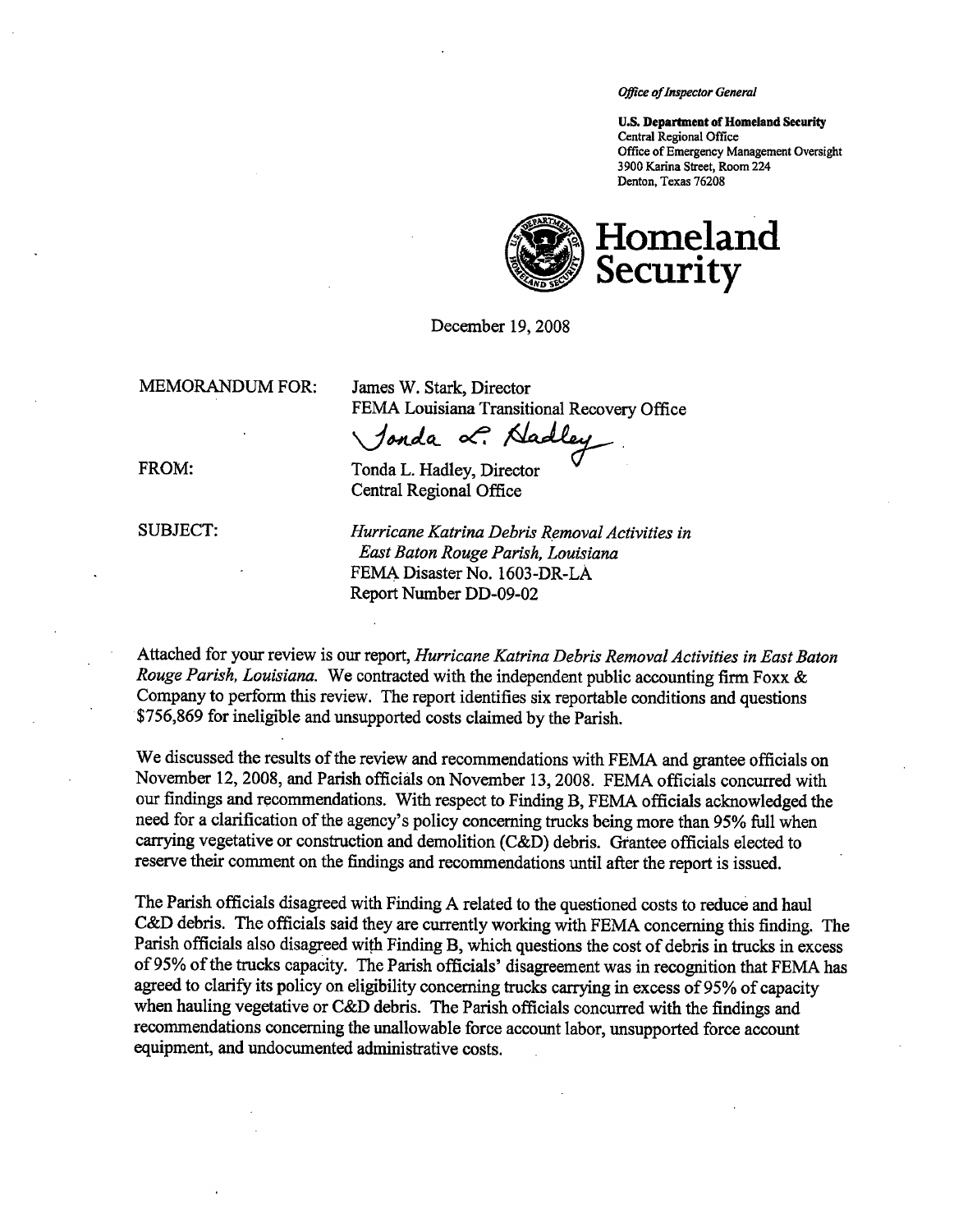*Office of Inspector General*

**U.S. Department of Homeland Security**
Central Regional Office
Office of Emergency Management Oversight
3900 Karina Street, Room 224
Denton, Texas 76208

**Homeland Security**

December 19, 2008

MEMORANDUM FOR: James W. Stark, Director
FEMA Louisiana Transitional Recovery Office

FROM: Tonda L. Hadley, Director
Central Regional Office

SUBJECT: *Hurricane Katrina Debris Removal Activities in East Baton Rouge Parish, Louisiana*
FEMA Disaster No. 1603-DR-LA
Report Number DD-09-02

Attached for your review is our report, *Hurricane Katrina Debris Removal Activities in East Baton Rouge Parish, Louisiana.* We contracted with the independent public accounting firm Foxx & Company to perform this review. The report identifies six reportable conditions and questions $756,869 for ineligible and unsupported costs claimed by the Parish.

We discussed the results of the review and recommendations with FEMA and grantee officials on November 12, 2008, and Parish officials on November 13, 2008. FEMA officials concurred with our findings and recommendations. With respect to Finding B, FEMA officials acknowledged the need for a clarification of the agency's policy concerning trucks being more than 95% full when carrying vegetative or construction and demolition (C&D) debris. Grantee officials elected to reserve their comment on the findings and recommendations until after the report is issued.

The Parish officials disagreed with Finding A related to the questioned costs to reduce and haul C&D debris. The officials said they are currently working with FEMA concerning this finding. The Parish officials also disagreed with Finding B, which questions the cost of debris in trucks in excess of 95% of the trucks capacity. The Parish officials' disagreement was in recognition that FEMA has agreed to clarify its policy on eligibility concerning trucks carrying in excess of 95% of capacity when hauling vegetative or C&D debris. The Parish officials concurred with the findings and recommendations concerning the unallowable force account labor, unsupported force account equipment, and undocumented administrative costs.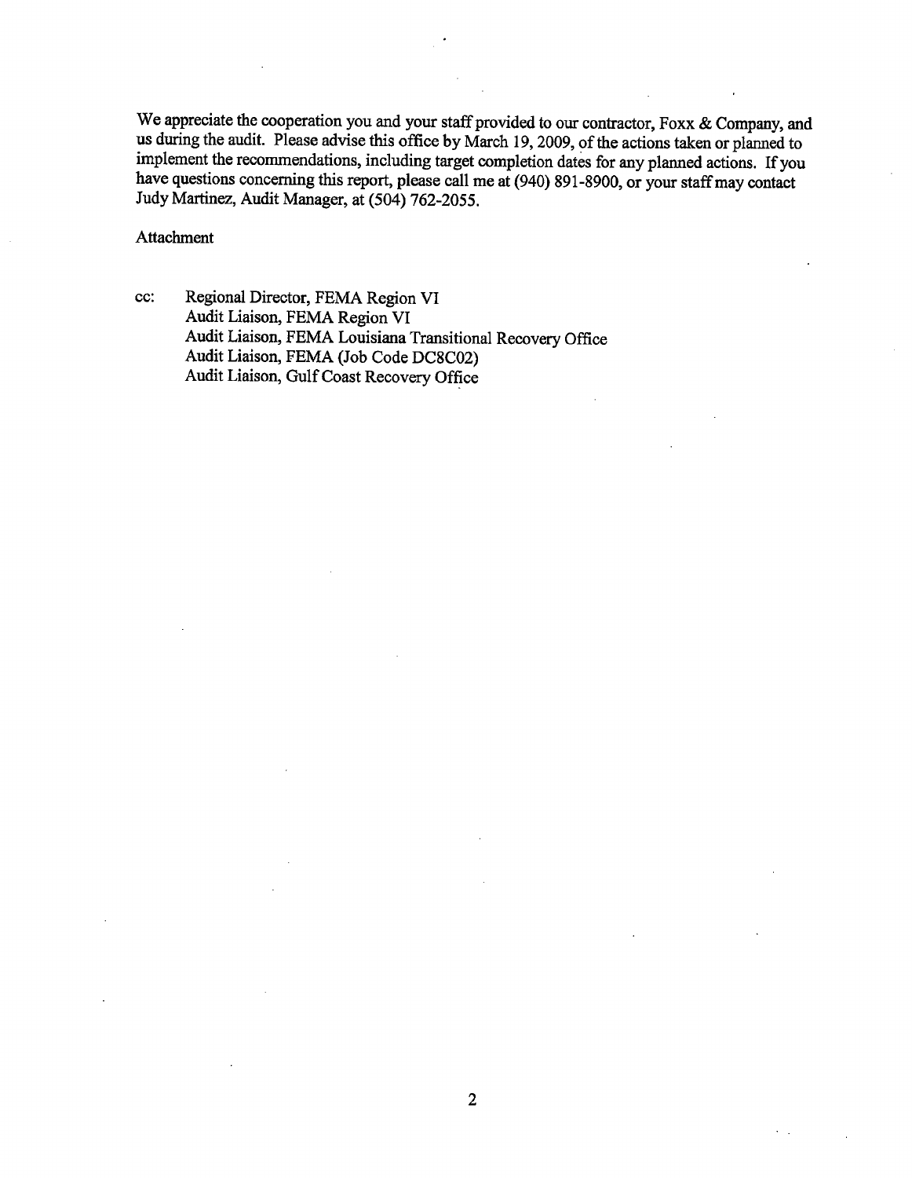We appreciate the cooperation you and your staff provided to our contractor, Foxx & Company, and us during the audit. Please advise this office by March 19, 2009, of the actions taken or planned to implement the recommendations, including target completion dates for any planned actions. If you have questions concerning this report, please call me at (940) 891-8900, or your staff may contact Judy Martinez, Audit Manager, at (504) 762-2055.

Attachment

cc: Regional Director, FEMA Region VI
Audit Liaison, FEMA Region VI
Audit Liaison, FEMA Louisiana Transitional Recovery Office
Audit Liaison, FEMA (Job Code DC8C02)
Audit Liaison, Gulf Coast Recovery Office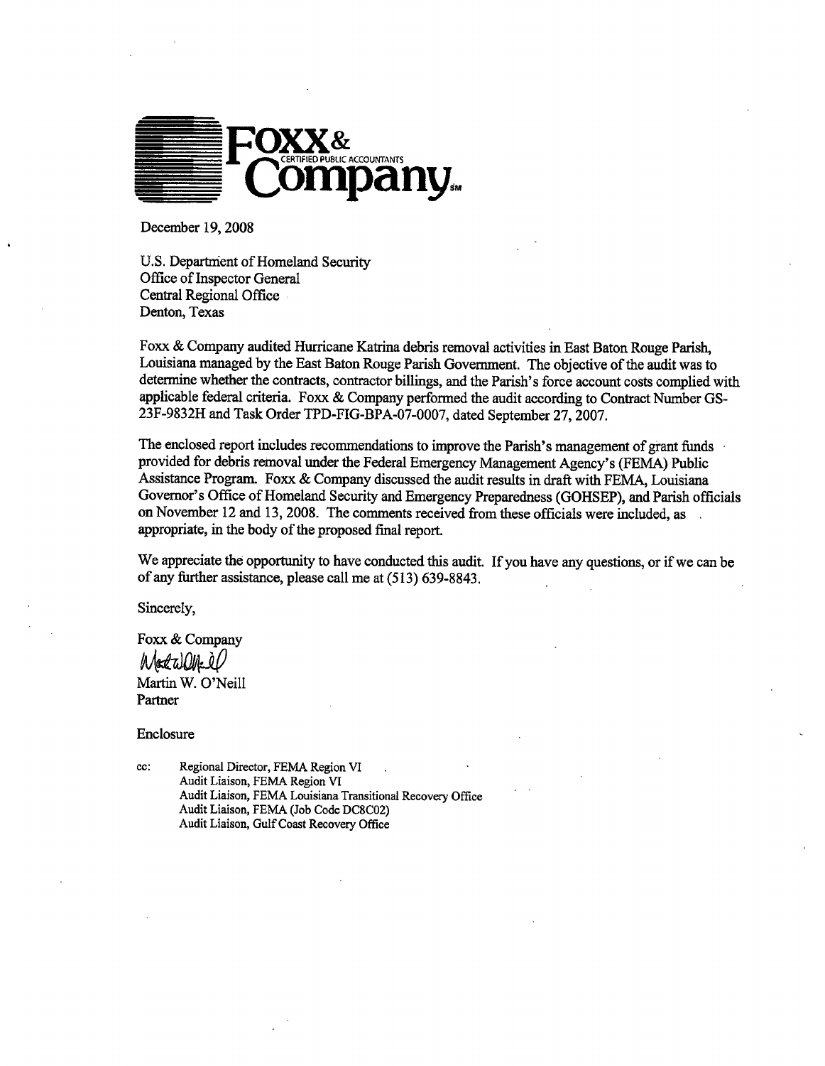**FOXX & Company**
CERTIFIED PUBLIC ACCOUNTANTS

December 19, 2008

U.S. Department of Homeland Security
Office of Inspector General
Central Regional Office
Denton, Texas

Foxx & Company audited Hurricane Katrina debris removal activities in East Baton Rouge Parish, Louisiana managed by the East Baton Rouge Parish Government. The objective of the audit was to determine whether the contracts, contractor billings, and the Parish's force account costs complied with applicable federal criteria. Foxx & Company performed the audit according to Contract Number GS-23F-9832H and Task Order TPD-FIG-BPA-07-0007, dated September 27, 2007.

The enclosed report includes recommendations to improve the Parish's management of grant funds provided for debris removal under the Federal Emergency Management Agency's (FEMA) Public Assistance Program. Foxx & Company discussed the audit results in draft with FEMA, Louisiana Governor's Office of Homeland Security and Emergency Preparedness (GOHSEP), and Parish officials on November 12 and 13, 2008. The comments received from these officials were included, as appropriate, in the body of the proposed final report.

We appreciate the opportunity to have conducted this audit. If you have any questions, or if we can be of any further assistance, please call me at (513) 639-8843.

Sincerely,

Foxx & Company

Martin W. O'Neill
Partner

Enclosure

cc: Regional Director, FEMA Region VI
Audit Liaison, FEMA Region VI
Audit Liaison, FEMA Louisiana Transitional Recovery Office
Audit Liaison, FEMA (Job Code DC8C02)
Audit Liaison, Gulf Coast Recovery Office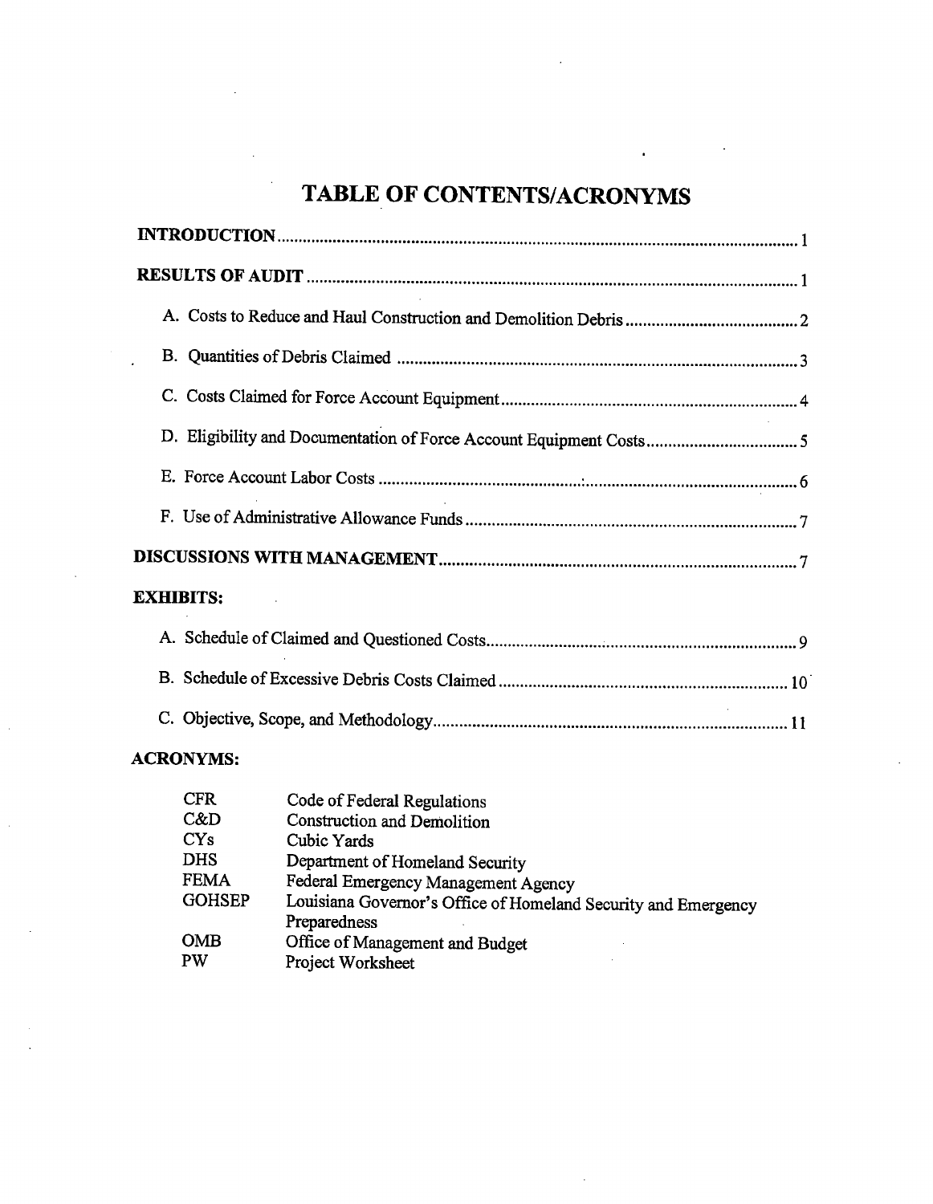# TABLE OF CONTENTS/ACRONYMS

**INTRODUCTION** ........ 1

**RESULTS OF AUDIT** ........ 1

- A. Costs to Reduce and Haul Construction and Demolition Debris ........ 2
- B. Quantities of Debris Claimed ........ 3
- C. Costs Claimed for Force Account Equipment ........ 4
- D. Eligibility and Documentation of Force Account Equipment Costs ........ 5
- E. Force Account Labor Costs ........ 6
- F. Use of Administrative Allowance Funds ........ 7

**DISCUSSIONS WITH MANAGEMENT** ........ 7

**EXHIBITS:**

- A. Schedule of Claimed and Questioned Costs ........ 9
- B. Schedule of Excessive Debris Costs Claimed ........ 10
- C. Objective, Scope, and Methodology ........ 11

**ACRONYMS:**

| | |
|---|---|
| CFR | Code of Federal Regulations |
| C&D | Construction and Demolition |
| CYs | Cubic Yards |
| DHS | Department of Homeland Security |
| FEMA | Federal Emergency Management Agency |
| GOHSEP | Louisiana Governor's Office of Homeland Security and Emergency Preparedness |
| OMB | Office of Management and Budget |
| PW | Project Worksheet |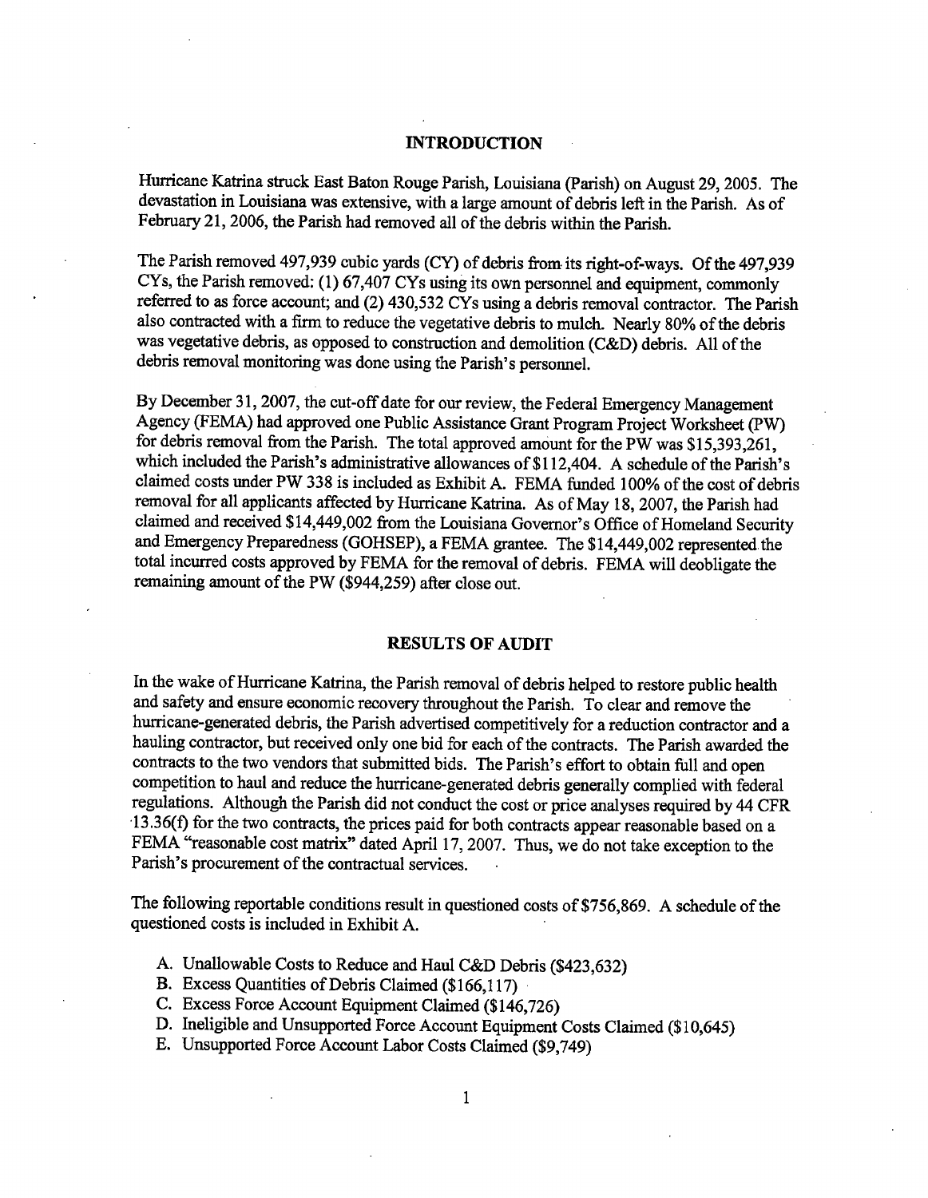## INTRODUCTION

Hurricane Katrina struck East Baton Rouge Parish, Louisiana (Parish) on August 29, 2005. The devastation in Louisiana was extensive, with a large amount of debris left in the Parish. As of February 21, 2006, the Parish had removed all of the debris within the Parish.

The Parish removed 497,939 cubic yards (CY) of debris from its right-of-ways. Of the 497,939 CYs, the Parish removed: (1) 67,407 CYs using its own personnel and equipment, commonly referred to as force account; and (2) 430,532 CYs using a debris removal contractor. The Parish also contracted with a firm to reduce the vegetative debris to mulch. Nearly 80% of the debris was vegetative debris, as opposed to construction and demolition (C&D) debris. All of the debris removal monitoring was done using the Parish's personnel.

By December 31, 2007, the cut-off date for our review, the Federal Emergency Management Agency (FEMA) had approved one Public Assistance Grant Program Project Worksheet (PW) for debris removal from the Parish. The total approved amount for the PW was $15,393,261, which included the Parish's administrative allowances of $112,404. A schedule of the Parish's claimed costs under PW 338 is included as Exhibit A. FEMA funded 100% of the cost of debris removal for all applicants affected by Hurricane Katrina. As of May 18, 2007, the Parish had claimed and received $14,449,002 from the Louisiana Governor's Office of Homeland Security and Emergency Preparedness (GOHSEP), a FEMA grantee. The $14,449,002 represented the total incurred costs approved by FEMA for the removal of debris. FEMA will deobligate the remaining amount of the PW ($944,259) after close out.

## RESULTS OF AUDIT

In the wake of Hurricane Katrina, the Parish removal of debris helped to restore public health and safety and ensure economic recovery throughout the Parish. To clear and remove the hurricane-generated debris, the Parish advertised competitively for a reduction contractor and a hauling contractor, but received only one bid for each of the contracts. The Parish awarded the contracts to the two vendors that submitted bids. The Parish's effort to obtain full and open competition to haul and reduce the hurricane-generated debris generally complied with federal regulations. Although the Parish did not conduct the cost or price analyses required by 44 CFR 13.36(f) for the two contracts, the prices paid for both contracts appear reasonable based on a FEMA "reasonable cost matrix" dated April 17, 2007. Thus, we do not take exception to the Parish's procurement of the contractual services.

The following reportable conditions result in questioned costs of $756,869. A schedule of the questioned costs is included in Exhibit A.

A. Unallowable Costs to Reduce and Haul C&D Debris ($423,632)
B. Excess Quantities of Debris Claimed ($166,117)
C. Excess Force Account Equipment Claimed ($146,726)
D. Ineligible and Unsupported Force Account Equipment Costs Claimed ($10,645)
E. Unsupported Force Account Labor Costs Claimed ($9,749)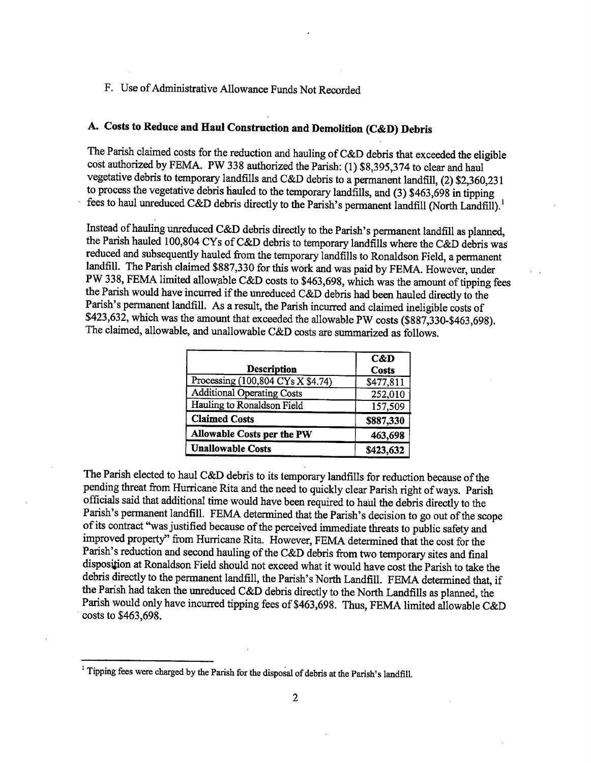F. Use of Administrative Allowance Funds Not Recorded

## A. Costs to Reduce and Haul Construction and Demolition (C&D) Debris

The Parish claimed costs for the reduction and hauling of C&D debris that exceeded the eligible cost authorized by FEMA. PW 338 authorized the Parish: (1) $8,395,374 to clear and haul vegetative debris to temporary landfills and C&D debris to a permanent landfill, (2) $2,360,231 to process the vegetative debris hauled to the temporary landfills, and (3) $463,698 in tipping fees to haul unreduced C&D debris directly to the Parish's permanent landfill (North Landfill).[1]

Instead of hauling unreduced C&D debris directly to the Parish's permanent landfill as planned, the Parish hauled 100,804 CYs of C&D debris to temporary landfills where the C&D debris was reduced and subsequently hauled from the temporary landfills to Ronaldson Field, a permanent landfill. The Parish claimed $887,330 for this work and was paid by FEMA. However, under PW 338, FEMA limited allowable C&D costs to $463,698, which was the amount of tipping fees the Parish would have incurred if the unreduced C&D debris had been hauled directly to the Parish's permanent landfill. As a result, the Parish incurred and claimed ineligible costs of $423,632, which was the amount that exceeded the allowable PW costs ($887,330-$463,698). The claimed, allowable, and unallowable C&D costs are summarized as follows.

| Description | C&D Costs |
|---|---|
| Processing (100,804 CYs X $4.74) | $477,811 |
| Additional Operating Costs | 252,010 |
| Hauling to Ronaldson Field | 157,509 |
| **Claimed Costs** | **$887,330** |
| **Allowable Costs per the PW** | **463,698** |
| **Unallowable Costs** | **$423,632** |

The Parish elected to haul C&D debris to its temporary landfills for reduction because of the pending threat from Hurricane Rita and the need to quickly clear Parish right of ways. Parish officials said that additional time would have been required to haul the debris directly to the Parish's permanent landfill. FEMA determined that the Parish's decision to go out of the scope of its contract "was justified because of the perceived immediate threats to public safety and improved property" from Hurricane Rita. However, FEMA determined that the cost for the Parish's reduction and second hauling of the C&D debris from two temporary sites and final disposition at Ronaldson Field should not exceed what it would have cost the Parish to take the debris directly to the permanent landfill, the Parish's North Landfill. FEMA determined that, if the Parish had taken the unreduced C&D debris directly to the North Landfills as planned, the Parish would only have incurred tipping fees of $463,698. Thus, FEMA limited allowable C&D costs to $463,698.

[1] Tipping fees were charged by the Parish for the disposal of debris at the Parish's landfill.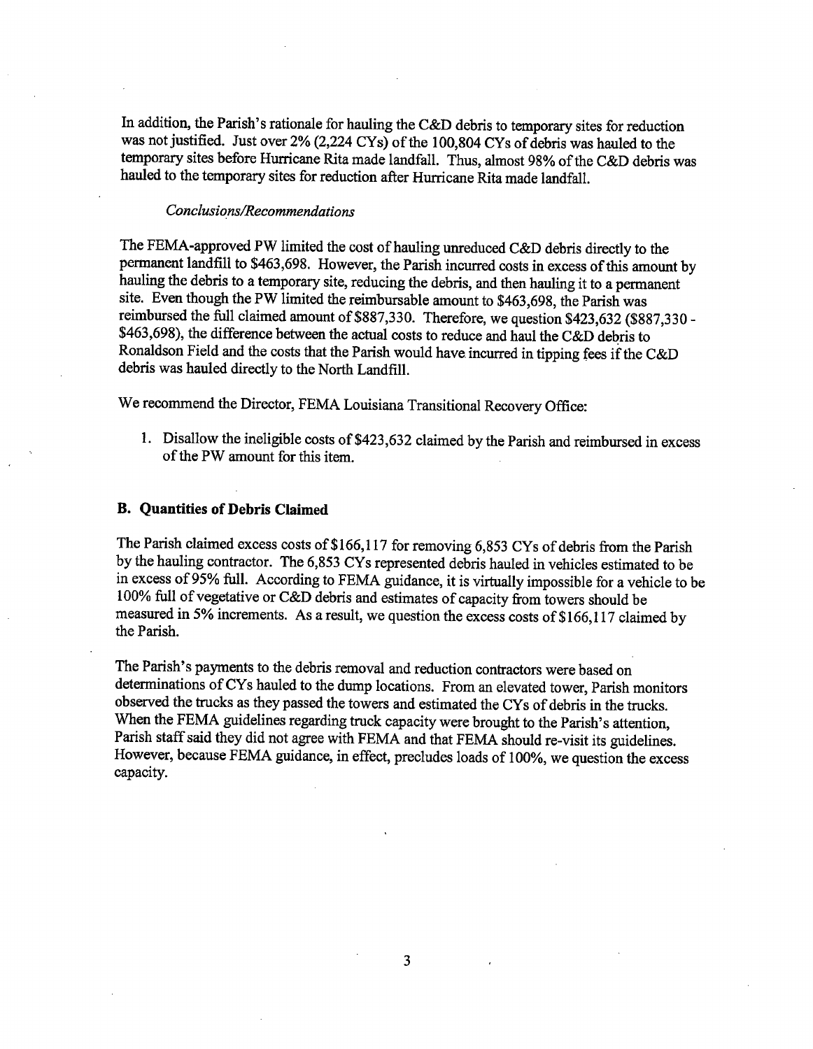In addition, the Parish's rationale for hauling the C&D debris to temporary sites for reduction was not justified. Just over 2% (2,224 CYs) of the 100,804 CYs of debris was hauled to the temporary sites before Hurricane Rita made landfall. Thus, almost 98% of the C&D debris was hauled to the temporary sites for reduction after Hurricane Rita made landfall.

*Conclusions/Recommendations*

The FEMA-approved PW limited the cost of hauling unreduced C&D debris directly to the permanent landfill to $463,698. However, the Parish incurred costs in excess of this amount by hauling the debris to a temporary site, reducing the debris, and then hauling it to a permanent site. Even though the PW limited the reimbursable amount to $463,698, the Parish was reimbursed the full claimed amount of $887,330. Therefore, we question $423,632 ($887,330 - $463,698), the difference between the actual costs to reduce and haul the C&D debris to Ronaldson Field and the costs that the Parish would have incurred in tipping fees if the C&D debris was hauled directly to the North Landfill.

We recommend the Director, FEMA Louisiana Transitional Recovery Office:

1. Disallow the ineligible costs of $423,632 claimed by the Parish and reimbursed in excess of the PW amount for this item.

### B. Quantities of Debris Claimed

The Parish claimed excess costs of $166,117 for removing 6,853 CYs of debris from the Parish by the hauling contractor. The 6,853 CYs represented debris hauled in vehicles estimated to be in excess of 95% full. According to FEMA guidance, it is virtually impossible for a vehicle to be 100% full of vegetative or C&D debris and estimates of capacity from towers should be measured in 5% increments. As a result, we question the excess costs of $166,117 claimed by the Parish.

The Parish's payments to the debris removal and reduction contractors were based on determinations of CYs hauled to the dump locations. From an elevated tower, Parish monitors observed the trucks as they passed the towers and estimated the CYs of debris in the trucks. When the FEMA guidelines regarding truck capacity were brought to the Parish's attention, Parish staff said they did not agree with FEMA and that FEMA should re-visit its guidelines. However, because FEMA guidance, in effect, precludes loads of 100%, we question the excess capacity.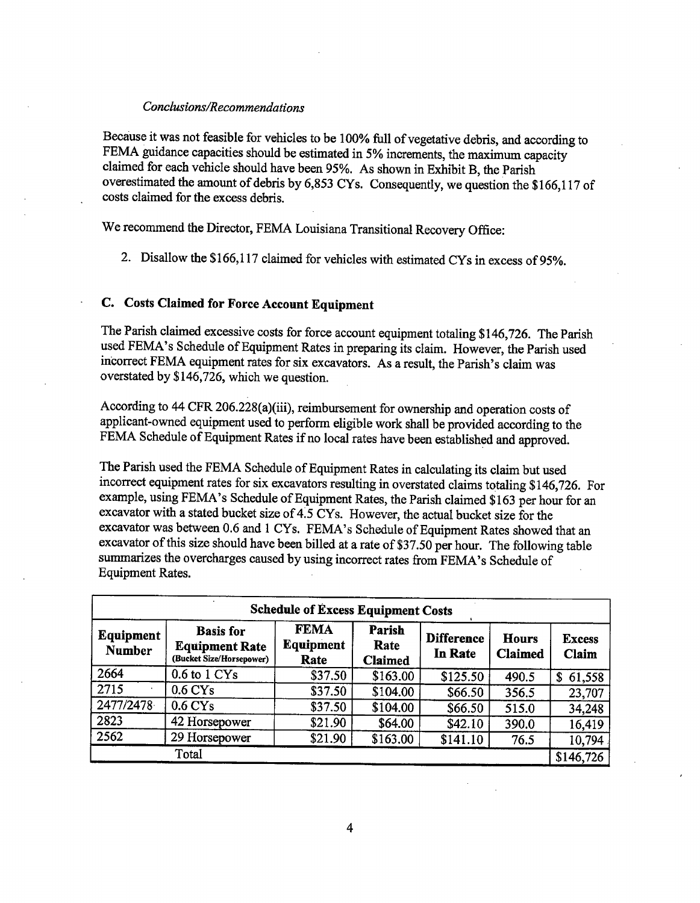*Conclusions/Recommendations*

Because it was not feasible for vehicles to be 100% full of vegetative debris, and according to FEMA guidance capacities should be estimated in 5% increments, the maximum capacity claimed for each vehicle should have been 95%. As shown in Exhibit B, the Parish overestimated the amount of debris by 6,853 CYs. Consequently, we question the $166,117 of costs claimed for the excess debris.

We recommend the Director, FEMA Louisiana Transitional Recovery Office:

2. Disallow the $166,117 claimed for vehicles with estimated CYs in excess of 95%.

## C. Costs Claimed for Force Account Equipment

The Parish claimed excessive costs for force account equipment totaling $146,726. The Parish used FEMA's Schedule of Equipment Rates in preparing its claim. However, the Parish used incorrect FEMA equipment rates for six excavators. As a result, the Parish's claim was overstated by $146,726, which we question.

According to 44 CFR 206.228(a)(iii), reimbursement for ownership and operation costs of applicant-owned equipment used to perform eligible work shall be provided according to the FEMA Schedule of Equipment Rates if no local rates have been established and approved.

The Parish used the FEMA Schedule of Equipment Rates in calculating its claim but used incorrect equipment rates for six excavators resulting in overstated claims totaling $146,726. For example, using FEMA's Schedule of Equipment Rates, the Parish claimed $163 per hour for an excavator with a stated bucket size of 4.5 CYs. However, the actual bucket size for the excavator was between 0.6 and 1 CYs. FEMA's Schedule of Equipment Rates showed that an excavator of this size should have been billed at a rate of $37.50 per hour. The following table summarizes the overcharges caused by using incorrect rates from FEMA's Schedule of Equipment Rates.

| **Schedule of Excess Equipment Costs** | | | | | | |
|---|---|---|---|---|---|---|
| **Equipment Number** | **Basis for Equipment Rate (Bucket Size/Horsepower)** | **FEMA Equipment Rate** | **Parish Rate Claimed** | **Difference In Rate** | **Hours Claimed** | **Excess Claim** |
| 2664 | 0.6 to 1 CYs | $37.50 | $163.00 | $125.50 | 490.5 | $ 61,558 |
| 2715 | 0.6 CYs | $37.50 | $104.00 | $66.50 | 356.5 | 23,707 |
| 2477/2478 | 0.6 CYs | $37.50 | $104.00 | $66.50 | 515.0 | 34,248 |
| 2823 | 42 Horsepower | $21.90 | $64.00 | $42.10 | 390.0 | 16,419 |
| 2562 | 29 Horsepower | $21.90 | $163.00 | $141.10 | 76.5 | 10,794 |
| Total | | | | | | $146,726 |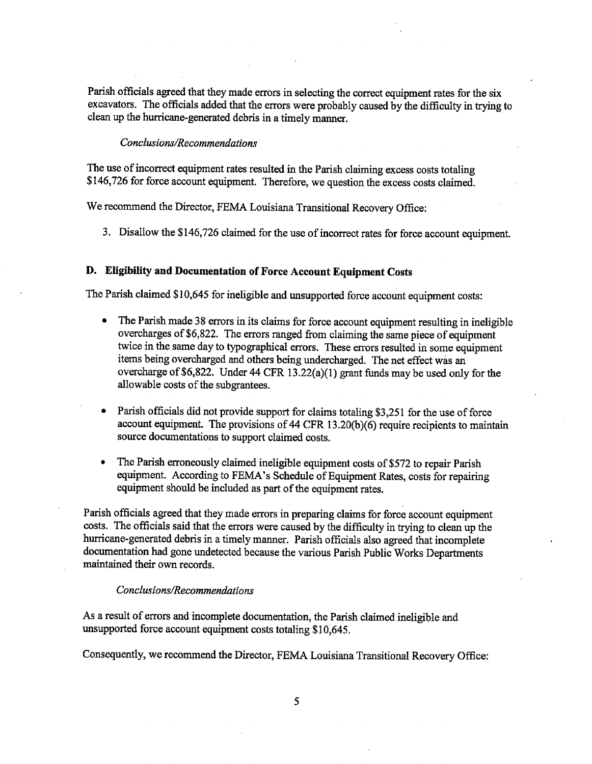Parish officials agreed that they made errors in selecting the correct equipment rates for the six excavators. The officials added that the errors were probably caused by the difficulty in trying to clean up the hurricane-generated debris in a timely manner.

*Conclusions/Recommendations*

The use of incorrect equipment rates resulted in the Parish claiming excess costs totaling $146,726 for force account equipment. Therefore, we question the excess costs claimed.

We recommend the Director, FEMA Louisiana Transitional Recovery Office:

3. Disallow the $146,726 claimed for the use of incorrect rates for force account equipment.

### D. Eligibility and Documentation of Force Account Equipment Costs

The Parish claimed $10,645 for ineligible and unsupported force account equipment costs:

- The Parish made 38 errors in its claims for force account equipment resulting in ineligible overcharges of $6,822. The errors ranged from claiming the same piece of equipment twice in the same day to typographical errors. These errors resulted in some equipment items being overcharged and others being undercharged. The net effect was an overcharge of $6,822. Under 44 CFR 13.22(a)(1) grant funds may be used only for the allowable costs of the subgrantees.

- Parish officials did not provide support for claims totaling $3,251 for the use of force account equipment. The provisions of 44 CFR 13.20(b)(6) require recipients to maintain source documentations to support claimed costs.

- The Parish erroneously claimed ineligible equipment costs of $572 to repair Parish equipment. According to FEMA's Schedule of Equipment Rates, costs for repairing equipment should be included as part of the equipment rates.

Parish officials agreed that they made errors in preparing claims for force account equipment costs. The officials said that the errors were caused by the difficulty in trying to clean up the hurricane-generated debris in a timely manner. Parish officials also agreed that incomplete documentation had gone undetected because the various Parish Public Works Departments maintained their own records.

*Conclusions/Recommendations*

As a result of errors and incomplete documentation, the Parish claimed ineligible and unsupported force account equipment costs totaling $10,645.

Consequently, we recommend the Director, FEMA Louisiana Transitional Recovery Office: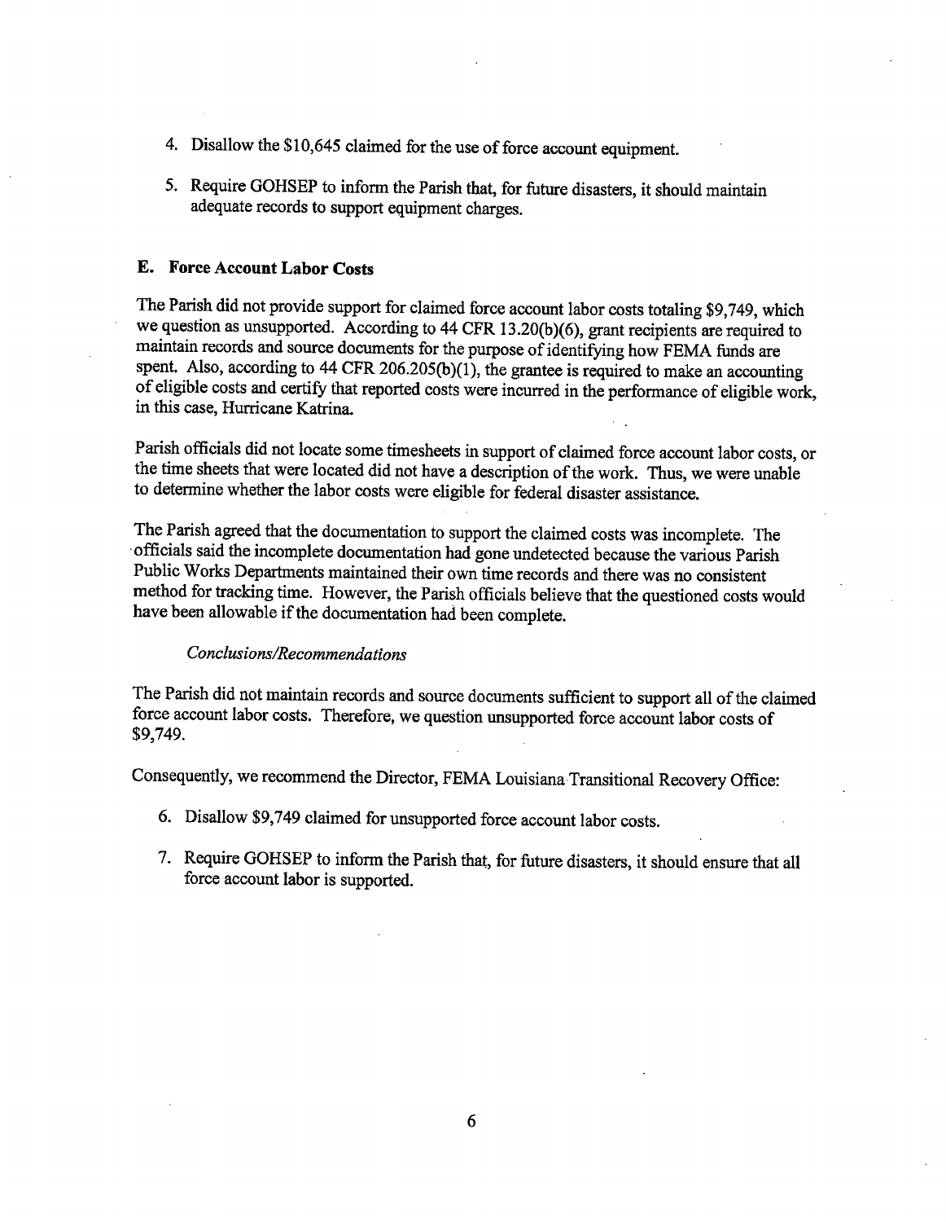4. Disallow the $10,645 claimed for the use of force account equipment.

5. Require GOHSEP to inform the Parish that, for future disasters, it should maintain adequate records to support equipment charges.

## E. Force Account Labor Costs

The Parish did not provide support for claimed force account labor costs totaling $9,749, which we question as unsupported. According to 44 CFR 13.20(b)(6), grant recipients are required to maintain records and source documents for the purpose of identifying how FEMA funds are spent. Also, according to 44 CFR 206.205(b)(1), the grantee is required to make an accounting of eligible costs and certify that reported costs were incurred in the performance of eligible work, in this case, Hurricane Katrina.

Parish officials did not locate some timesheets in support of claimed force account labor costs, or the time sheets that were located did not have a description of the work. Thus, we were unable to determine whether the labor costs were eligible for federal disaster assistance.

The Parish agreed that the documentation to support the claimed costs was incomplete. The officials said the incomplete documentation had gone undetected because the various Parish Public Works Departments maintained their own time records and there was no consistent method for tracking time. However, the Parish officials believe that the questioned costs would have been allowable if the documentation had been complete.

*Conclusions/Recommendations*

The Parish did not maintain records and source documents sufficient to support all of the claimed force account labor costs. Therefore, we question unsupported force account labor costs of $9,749.

Consequently, we recommend the Director, FEMA Louisiana Transitional Recovery Office:

6. Disallow $9,749 claimed for unsupported force account labor costs.

7. Require GOHSEP to inform the Parish that, for future disasters, it should ensure that all force account labor is supported.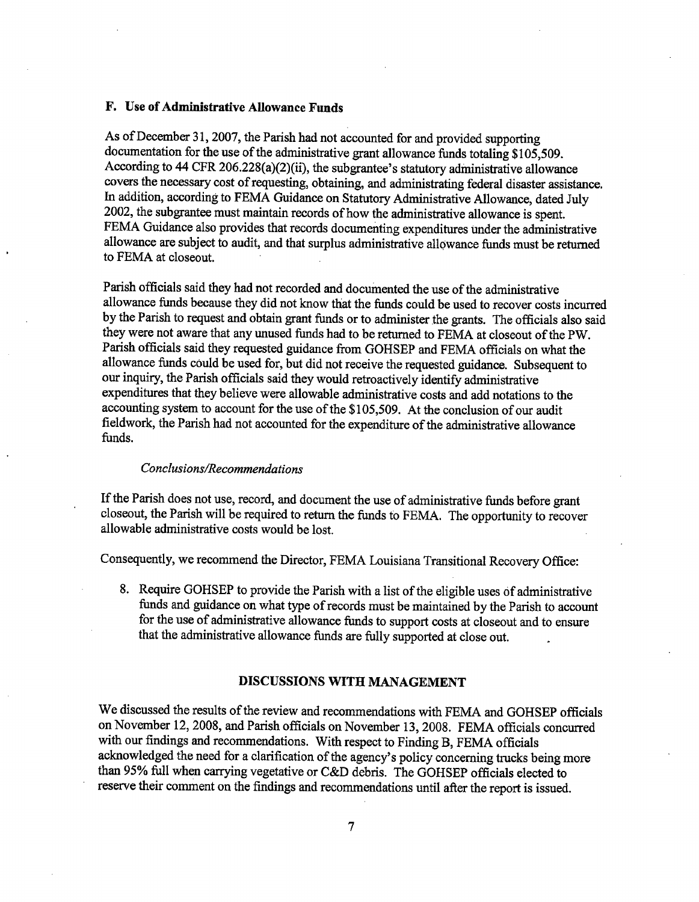### F. Use of Administrative Allowance Funds

As of December 31, 2007, the Parish had not accounted for and provided supporting documentation for the use of the administrative grant allowance funds totaling $105,509. According to 44 CFR 206.228(a)(2)(ii), the subgrantee's statutory administrative allowance covers the necessary cost of requesting, obtaining, and administrating federal disaster assistance. In addition, according to FEMA Guidance on Statutory Administrative Allowance, dated July 2002, the subgrantee must maintain records of how the administrative allowance is spent. FEMA Guidance also provides that records documenting expenditures under the administrative allowance are subject to audit, and that surplus administrative allowance funds must be returned to FEMA at closeout.

Parish officials said they had not recorded and documented the use of the administrative allowance funds because they did not know that the funds could be used to recover costs incurred by the Parish to request and obtain grant funds or to administer the grants. The officials also said they were not aware that any unused funds had to be returned to FEMA at closeout of the PW. Parish officials said they requested guidance from GOHSEP and FEMA officials on what the allowance funds could be used for, but did not receive the requested guidance. Subsequent to our inquiry, the Parish officials said they would retroactively identify administrative expenditures that they believe were allowable administrative costs and add notations to the accounting system to account for the use of the $105,509. At the conclusion of our audit fieldwork, the Parish had not accounted for the expenditure of the administrative allowance funds.

*Conclusions/Recommendations*

If the Parish does not use, record, and document the use of administrative funds before grant closeout, the Parish will be required to return the funds to FEMA. The opportunity to recover allowable administrative costs would be lost.

Consequently, we recommend the Director, FEMA Louisiana Transitional Recovery Office:

8. Require GOHSEP to provide the Parish with a list of the eligible uses of administrative funds and guidance on what type of records must be maintained by the Parish to account for the use of administrative allowance funds to support costs at closeout and to ensure that the administrative allowance funds are fully supported at close out.

## DISCUSSIONS WITH MANAGEMENT

We discussed the results of the review and recommendations with FEMA and GOHSEP officials on November 12, 2008, and Parish officials on November 13, 2008. FEMA officials concurred with our findings and recommendations. With respect to Finding B, FEMA officials acknowledged the need for a clarification of the agency's policy concerning trucks being more than 95% full when carrying vegetative or C&D debris. The GOHSEP officials elected to reserve their comment on the findings and recommendations until after the report is issued.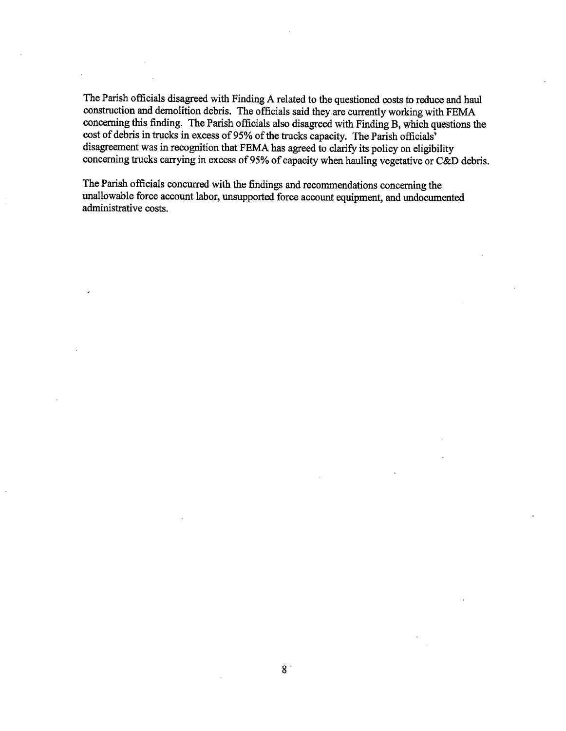The Parish officials disagreed with Finding A related to the questioned costs to reduce and haul construction and demolition debris. The officials said they are currently working with FEMA concerning this finding. The Parish officials also disagreed with Finding B, which questions the cost of debris in trucks in excess of 95% of the trucks capacity. The Parish officials' disagreement was in recognition that FEMA has agreed to clarify its policy on eligibility concerning trucks carrying in excess of 95% of capacity when hauling vegetative or C&D debris.

The Parish officials concurred with the findings and recommendations concerning the unallowable force account labor, unsupported force account equipment, and undocumented administrative costs.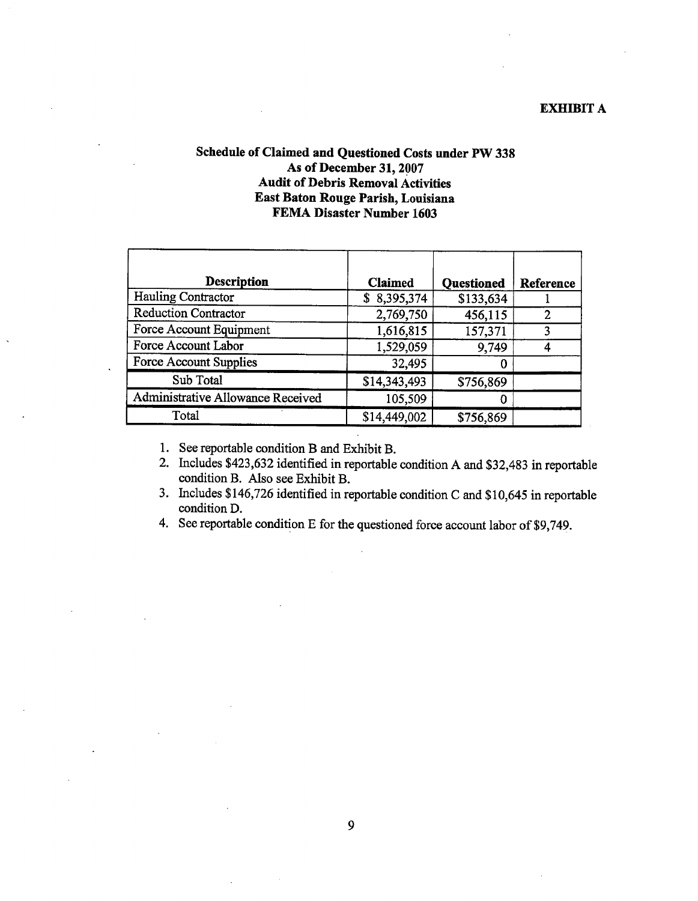**EXHIBIT A**

**Schedule of Claimed and Questioned Costs under PW 338**
**As of December 31, 2007**
**Audit of Debris Removal Activities**
**East Baton Rouge Parish, Louisiana**
**FEMA Disaster Number 1603**

| Description | Claimed | Questioned | Reference |
|---|---|---|---|
| Hauling Contractor | $ 8,395,374 | $133,634 | 1 |
| Reduction Contractor | 2,769,750 | 456,115 | 2 |
| Force Account Equipment | 1,616,815 | 157,371 | 3 |
| Force Account Labor | 1,529,059 | 9,749 | 4 |
| Force Account Supplies | 32,495 | 0 | |
| Sub Total | $14,343,493 | $756,869 | |
| Administrative Allowance Received | 105,509 | 0 | |
| Total | $14,449,002 | $756,869 | |

1. See reportable condition B and Exhibit B.
2. Includes $423,632 identified in reportable condition A and $32,483 in reportable condition B. Also see Exhibit B.
3. Includes $146,726 identified in reportable condition C and $10,645 in reportable condition D.
4. See reportable condition E for the questioned force account labor of $9,749.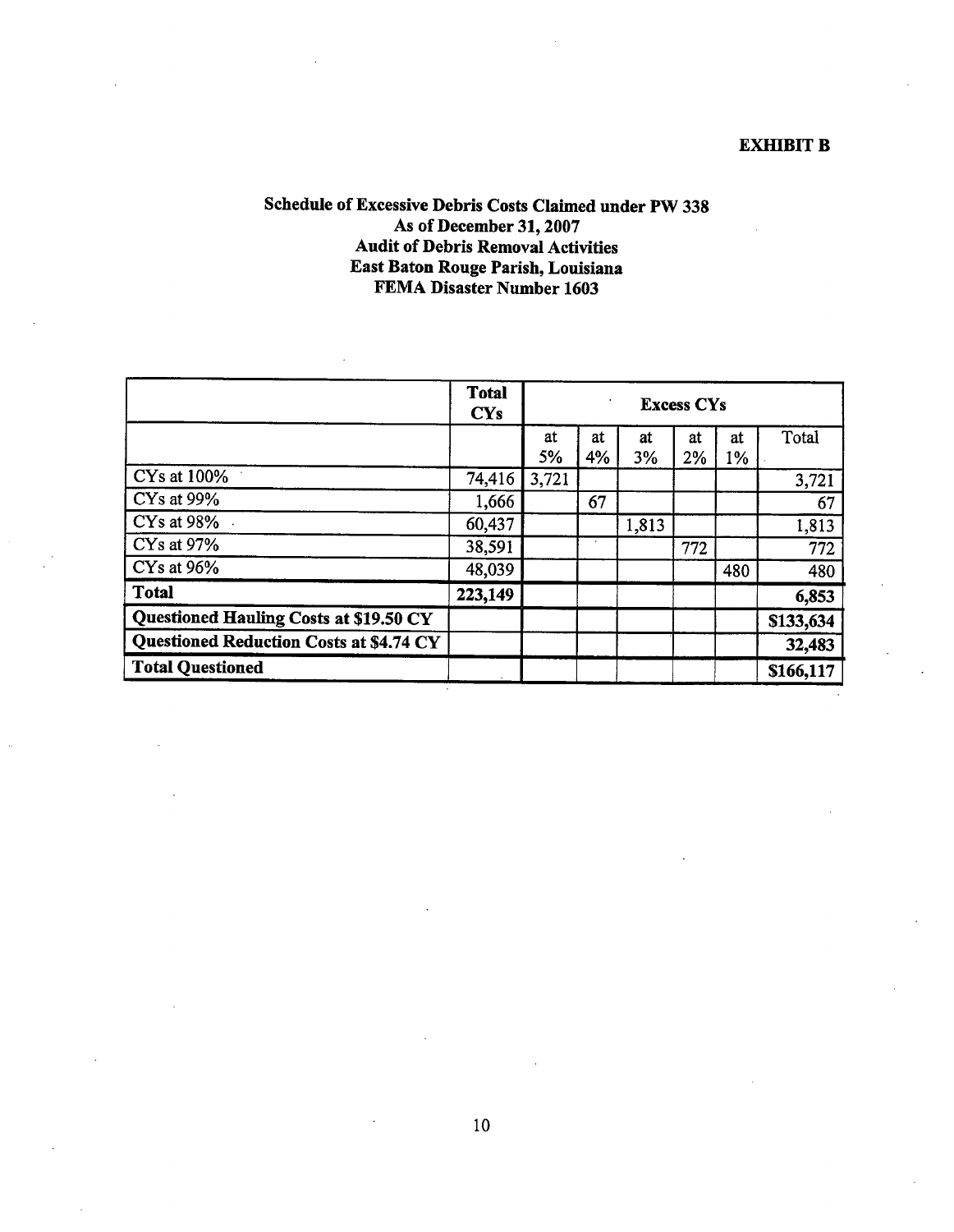**EXHIBIT B**

**Schedule of Excessive Debris Costs Claimed under PW 338**
**As of December 31, 2007**
**Audit of Debris Removal Activities**
**East Baton Rouge Parish, Louisiana**
**FEMA Disaster Number 1603**

| | **Total CYs** | **Excess CYs** | | | | | |
|---|---|---|---|---|---|---|---|
| | | at 5% | at 4% | at 3% | at 2% | at 1% | Total |
| CYs at 100% | 74,416 | 3,721 | | | | | 3,721 |
| CYs at 99% | 1,666 | | 67 | | | | 67 |
| CYs at 98% | 60,437 | | | 1,813 | | | 1,813 |
| CYs at 97% | 38,591 | | | | 772 | | 772 |
| CYs at 96% | 48,039 | | | | | 480 | 480 |
| **Total** | **223,149** | | | | | | **6,853** |
| **Questioned Hauling Costs at $19.50 CY** | | | | | | | **$133,634** |
| **Questioned Reduction Costs at $4.74 CY** | | | | | | | **32,483** |
| **Total Questioned** | | | | | | | **$166,117** |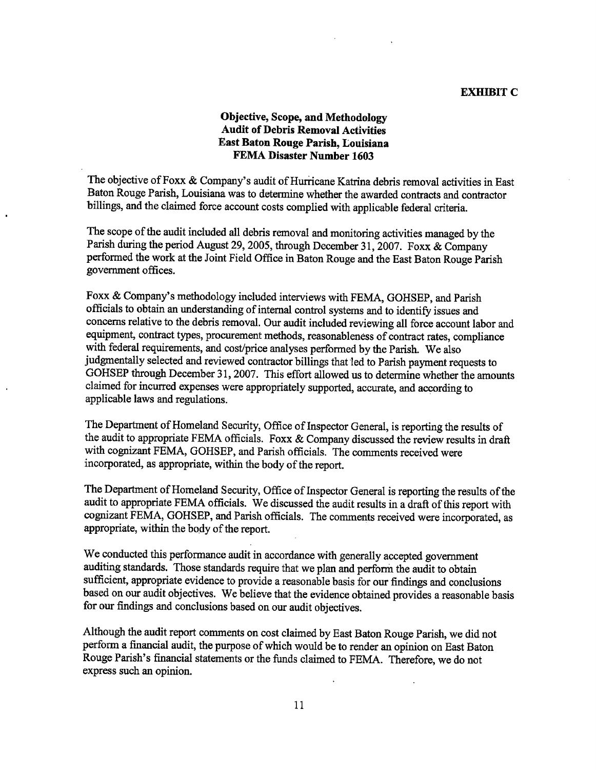**EXHIBIT C**

**Objective, Scope, and Methodology**
**Audit of Debris Removal Activities**
**East Baton Rouge Parish, Louisiana**
**FEMA Disaster Number 1603**

The objective of Foxx & Company's audit of Hurricane Katrina debris removal activities in East Baton Rouge Parish, Louisiana was to determine whether the awarded contracts and contractor billings, and the claimed force account costs complied with applicable federal criteria.

The scope of the audit included all debris removal and monitoring activities managed by the Parish during the period August 29, 2005, through December 31, 2007. Foxx & Company performed the work at the Joint Field Office in Baton Rouge and the East Baton Rouge Parish government offices.

Foxx & Company's methodology included interviews with FEMA, GOHSEP, and Parish officials to obtain an understanding of internal control systems and to identify issues and concerns relative to the debris removal. Our audit included reviewing all force account labor and equipment, contract types, procurement methods, reasonableness of contract rates, compliance with federal requirements, and cost/price analyses performed by the Parish. We also judgmentally selected and reviewed contractor billings that led to Parish payment requests to GOHSEP through December 31, 2007. This effort allowed us to determine whether the amounts claimed for incurred expenses were appropriately supported, accurate, and according to applicable laws and regulations.

The Department of Homeland Security, Office of Inspector General, is reporting the results of the audit to appropriate FEMA officials. Foxx & Company discussed the review results in draft with cognizant FEMA, GOHSEP, and Parish officials. The comments received were incorporated, as appropriate, within the body of the report.

The Department of Homeland Security, Office of Inspector General is reporting the results of the audit to appropriate FEMA officials. We discussed the audit results in a draft of this report with cognizant FEMA, GOHSEP, and Parish officials. The comments received were incorporated, as appropriate, within the body of the report.

We conducted this performance audit in accordance with generally accepted government auditing standards. Those standards require that we plan and perform the audit to obtain sufficient, appropriate evidence to provide a reasonable basis for our findings and conclusions based on our audit objectives. We believe that the evidence obtained provides a reasonable basis for our findings and conclusions based on our audit objectives.

Although the audit report comments on cost claimed by East Baton Rouge Parish, we did not perform a financial audit, the purpose of which would be to render an opinion on East Baton Rouge Parish's financial statements or the funds claimed to FEMA. Therefore, we do not express such an opinion.